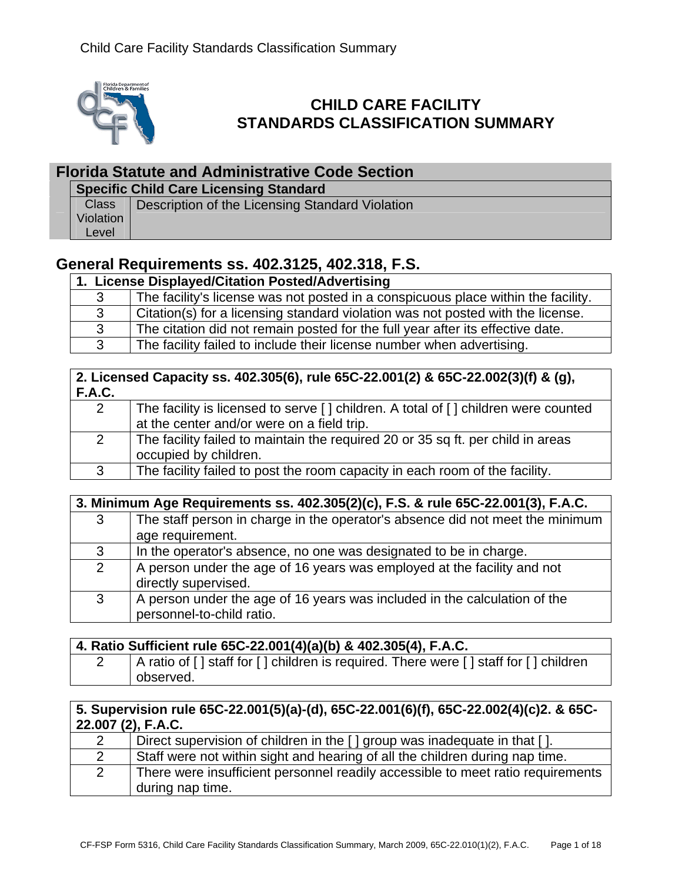# CHILD CARE FACILITY STANDARDS CLASSIFICATION SUMMARY

## Florida Statute and Administrative Code Section

| Specific Child Care Licensing Standard | |
|---|---|
| Class Violation Level | Description of the Licensing Standard Violation |

## General Requirements ss. 402.3125, 402.318, F.S.

| 1. License Displayed/Citation Posted/Advertising | |
|---|---|
| 3 | The facility's license was not posted in a conspicuous place within the facility. |
| 3 | Citation(s) for a licensing standard violation was not posted with the license. |
| 3 | The citation did not remain posted for the full year after its effective date. |
| 3 | The facility failed to include their license number when advertising. |

| 2. Licensed Capacity ss. 402.305(6), rule 65C-22.001(2) & 65C-22.002(3)(f) & (g), F.A.C. | |
|---|---|
| 2 | The facility is licensed to serve [ ] children. A total of [ ] children were counted at the center and/or were on a field trip. |
| 2 | The facility failed to maintain the required 20 or 35 sq ft. per child in areas occupied by children. |
| 3 | The facility failed to post the room capacity in each room of the facility. |

| 3. Minimum Age Requirements ss. 402.305(2)(c), F.S. & rule 65C-22.001(3), F.A.C. | |
|---|---|
| 3 | The staff person in charge in the operator's absence did not meet the minimum age requirement. |
| 3 | In the operator's absence, no one was designated to be in charge. |
| 2 | A person under the age of 16 years was employed at the facility and not directly supervised. |
| 3 | A person under the age of 16 years was included in the calculation of the personnel-to-child ratio. |

| 4. Ratio Sufficient rule 65C-22.001(4)(a)(b) & 402.305(4), F.A.C. | |
|---|---|
| 2 | A ratio of [ ] staff for [ ] children is required. There were [ ] staff for [ ] children observed. |

| 5. Supervision rule 65C-22.001(5)(a)-(d), 65C-22.001(6)(f), 65C-22.002(4)(c)2. & 65C-22.007 (2), F.A.C. | |
|---|---|
| 2 | Direct supervision of children in the [ ] group was inadequate in that [ ]. |
| 2 | Staff were not within sight and hearing of all the children during nap time. |
| 2 | There were insufficient personnel readily accessible to meet ratio requirements during nap time. |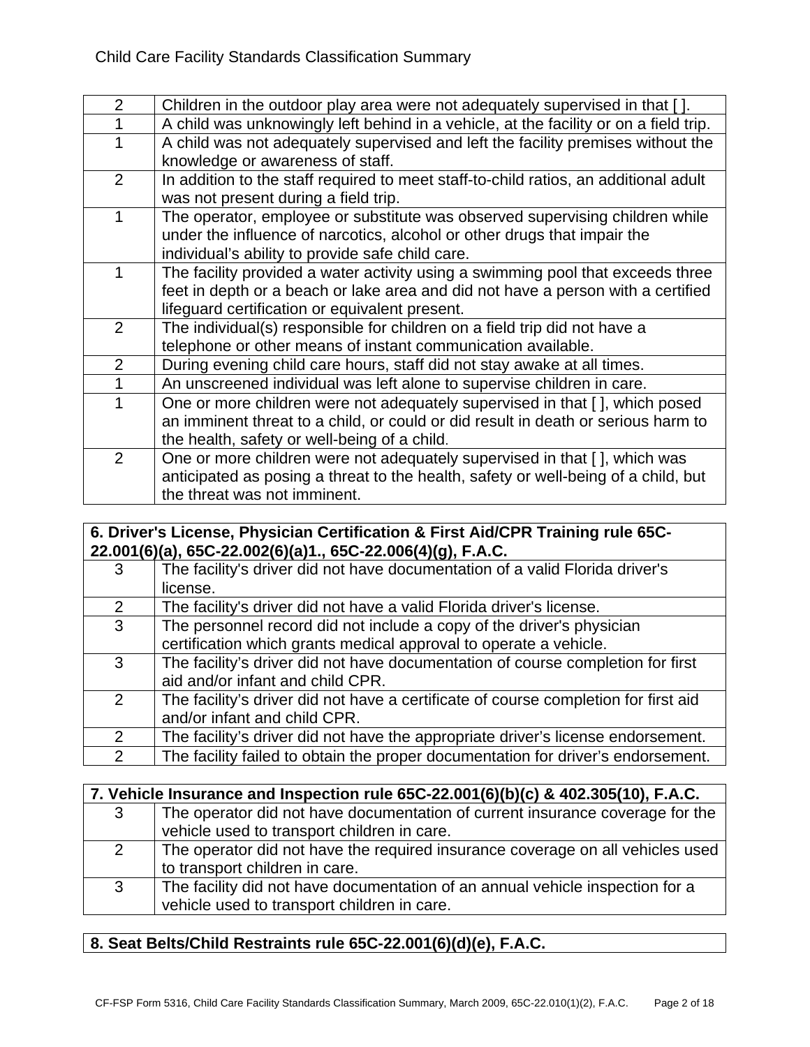| | |
|---|---|
| 2 | Children in the outdoor play area were not adequately supervised in that [ ]. |
| 1 | A child was unknowingly left behind in a vehicle, at the facility or on a field trip. |
| 1 | A child was not adequately supervised and left the facility premises without the knowledge or awareness of staff. |
| 2 | In addition to the staff required to meet staff-to-child ratios, an additional adult was not present during a field trip. |
| 1 | The operator, employee or substitute was observed supervising children while under the influence of narcotics, alcohol or other drugs that impair the individual's ability to provide safe child care. |
| 1 | The facility provided a water activity using a swimming pool that exceeds three feet in depth or a beach or lake area and did not have a person with a certified lifeguard certification or equivalent present. |
| 2 | The individual(s) responsible for children on a field trip did not have a telephone or other means of instant communication available. |
| 2 | During evening child care hours, staff did not stay awake at all times. |
| 1 | An unscreened individual was left alone to supervise children in care. |
| 1 | One or more children were not adequately supervised in that [ ], which posed an imminent threat to a child, or could or did result in death or serious harm to the health, safety or well-being of a child. |
| 2 | One or more children were not adequately supervised in that [ ], which was anticipated as posing a threat to the health, safety or well-being of a child, but the threat was not imminent. |

| **6. Driver's License, Physician Certification & First Aid/CPR Training rule 65C-22.001(6)(a), 65C-22.002(6)(a)1., 65C-22.006(4)(g), F.A.C.** | |
|---|---|
| 3 | The facility's driver did not have documentation of a valid Florida driver's license. |
| 2 | The facility's driver did not have a valid Florida driver's license. |
| 3 | The personnel record did not include a copy of the driver's physician certification which grants medical approval to operate a vehicle. |
| 3 | The facility's driver did not have documentation of course completion for first aid and/or infant and child CPR. |
| 2 | The facility's driver did not have a certificate of course completion for first aid and/or infant and child CPR. |
| 2 | The facility's driver did not have the appropriate driver's license endorsement. |
| 2 | The facility failed to obtain the proper documentation for driver's endorsement. |

| **7. Vehicle Insurance and Inspection rule 65C-22.001(6)(b)(c) & 402.305(10), F.A.C.** | |
|---|---|
| 3 | The operator did not have documentation of current insurance coverage for the vehicle used to transport children in care. |
| 2 | The operator did not have the required insurance coverage on all vehicles used to transport children in care. |
| 3 | The facility did not have documentation of an annual vehicle inspection for a vehicle used to transport children in care. |

| **8. Seat Belts/Child Restraints rule 65C-22.001(6)(d)(e), F.A.C.** |
|---|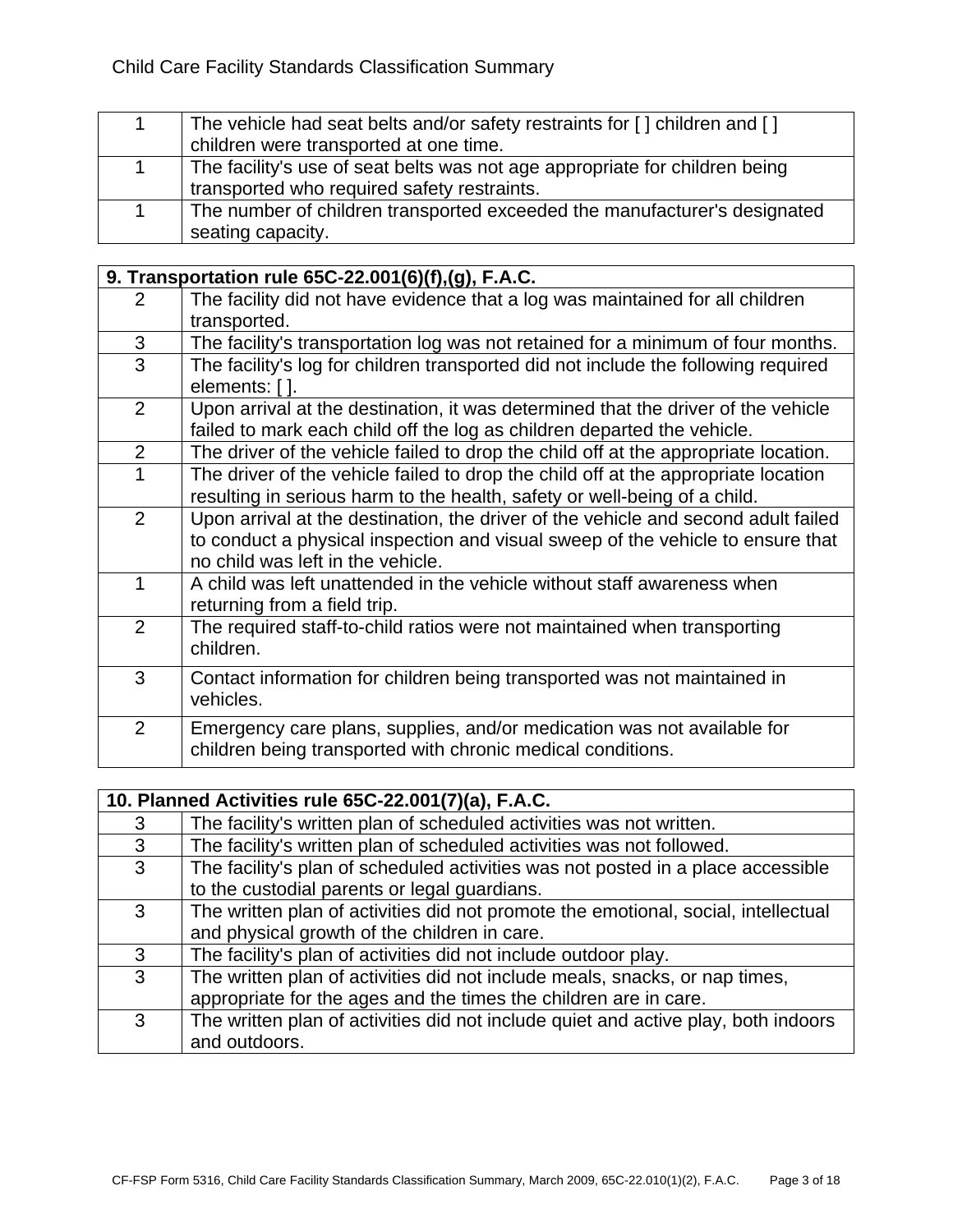| | |
|---|---|
| 1 | The vehicle had seat belts and/or safety restraints for [ ] children and [ ] children were transported at one time. |
| 1 | The facility's use of seat belts was not age appropriate for children being transported who required safety restraints. |
| 1 | The number of children transported exceeded the manufacturer's designated seating capacity. |

| **9. Transportation rule 65C-22.001(6)(f),(g), F.A.C.** | |
|---|---|
| 2 | The facility did not have evidence that a log was maintained for all children transported. |
| 3 | The facility's transportation log was not retained for a minimum of four months. |
| 3 | The facility's log for children transported did not include the following required elements: [ ]. |
| 2 | Upon arrival at the destination, it was determined that the driver of the vehicle failed to mark each child off the log as children departed the vehicle. |
| 2 | The driver of the vehicle failed to drop the child off at the appropriate location. |
| 1 | The driver of the vehicle failed to drop the child off at the appropriate location resulting in serious harm to the health, safety or well-being of a child. |
| 2 | Upon arrival at the destination, the driver of the vehicle and second adult failed to conduct a physical inspection and visual sweep of the vehicle to ensure that no child was left in the vehicle. |
| 1 | A child was left unattended in the vehicle without staff awareness when returning from a field trip. |
| 2 | The required staff-to-child ratios were not maintained when transporting children. |
| 3 | Contact information for children being transported was not maintained in vehicles. |
| 2 | Emergency care plans, supplies, and/or medication was not available for children being transported with chronic medical conditions. |

| **10. Planned Activities rule 65C-22.001(7)(a), F.A.C.** | |
|---|---|
| 3 | The facility's written plan of scheduled activities was not written. |
| 3 | The facility's written plan of scheduled activities was not followed. |
| 3 | The facility's plan of scheduled activities was not posted in a place accessible to the custodial parents or legal guardians. |
| 3 | The written plan of activities did not promote the emotional, social, intellectual and physical growth of the children in care. |
| 3 | The facility's plan of activities did not include outdoor play. |
| 3 | The written plan of activities did not include meals, snacks, or nap times, appropriate for the ages and the times the children are in care. |
| 3 | The written plan of activities did not include quiet and active play, both indoors and outdoors. |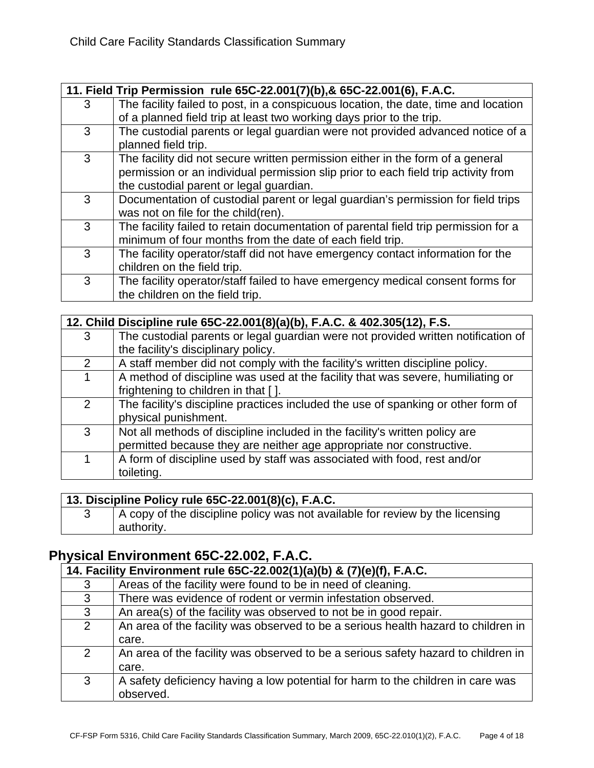| 11. Field Trip Permission rule 65C-22.001(7)(b),& 65C-22.001(6), F.A.C. | |
|---|---|
| 3 | The facility failed to post, in a conspicuous location, the date, time and location of a planned field trip at least two working days prior to the trip. |
| 3 | The custodial parents or legal guardian were not provided advanced notice of a planned field trip. |
| 3 | The facility did not secure written permission either in the form of a general permission or an individual permission slip prior to each field trip activity from the custodial parent or legal guardian. |
| 3 | Documentation of custodial parent or legal guardian's permission for field trips was not on file for the child(ren). |
| 3 | The facility failed to retain documentation of parental field trip permission for a minimum of four months from the date of each field trip. |
| 3 | The facility operator/staff did not have emergency contact information for the children on the field trip. |
| 3 | The facility operator/staff failed to have emergency medical consent forms for the children on the field trip. |

| 12. Child Discipline rule 65C-22.001(8)(a)(b), F.A.C. & 402.305(12), F.S. | |
|---|---|
| 3 | The custodial parents or legal guardian were not provided written notification of the facility's disciplinary policy. |
| 2 | A staff member did not comply with the facility's written discipline policy. |
| 1 | A method of discipline was used at the facility that was severe, humiliating or frightening to children in that [ ]. |
| 2 | The facility's discipline practices included the use of spanking or other form of physical punishment. |
| 3 | Not all methods of discipline included in the facility's written policy are permitted because they are neither age appropriate nor constructive. |
| 1 | A form of discipline used by staff was associated with food, rest and/or toileting. |

| 13. Discipline Policy rule 65C-22.001(8)(c), F.A.C. | |
|---|---|
| 3 | A copy of the discipline policy was not available for review by the licensing authority. |

## Physical Environment 65C-22.002, F.A.C.

| 14. Facility Environment rule 65C-22.002(1)(a)(b) & (7)(e)(f), F.A.C. | |
|---|---|
| 3 | Areas of the facility were found to be in need of cleaning. |
| 3 | There was evidence of rodent or vermin infestation observed. |
| 3 | An area(s) of the facility was observed to not be in good repair. |
| 2 | An area of the facility was observed to be a serious health hazard to children in care. |
| 2 | An area of the facility was observed to be a serious safety hazard to children in care. |
| 3 | A safety deficiency having a low potential for harm to the children in care was observed. |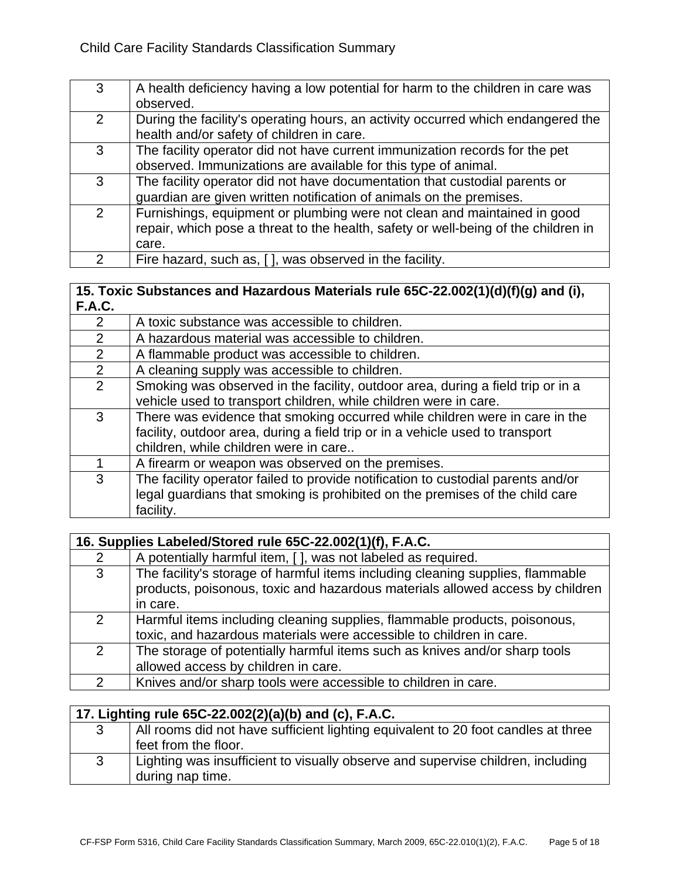| | |
|---|---|
| 3 | A health deficiency having a low potential for harm to the children in care was observed. |
| 2 | During the facility's operating hours, an activity occurred which endangered the health and/or safety of children in care. |
| 3 | The facility operator did not have current immunization records for the pet observed. Immunizations are available for this type of animal. |
| 3 | The facility operator did not have documentation that custodial parents or guardian are given written notification of animals on the premises. |
| 2 | Furnishings, equipment or plumbing were not clean and maintained in good repair, which pose a threat to the health, safety or well-being of the children in care. |
| 2 | Fire hazard, such as, [ ], was observed in the facility. |

| **15. Toxic Substances and Hazardous Materials rule 65C-22.002(1)(d)(f)(g) and (i), F.A.C.** | |
|---|---|
| 2 | A toxic substance was accessible to children. |
| 2 | A hazardous material was accessible to children. |
| 2 | A flammable product was accessible to children. |
| 2 | A cleaning supply was accessible to children. |
| 2 | Smoking was observed in the facility, outdoor area, during a field trip or in a vehicle used to transport children, while children were in care. |
| 3 | There was evidence that smoking occurred while children were in care in the facility, outdoor area, during a field trip or in a vehicle used to transport children, while children were in care.. |
| 1 | A firearm or weapon was observed on the premises. |
| 3 | The facility operator failed to provide notification to custodial parents and/or legal guardians that smoking is prohibited on the premises of the child care facility. |

| **16. Supplies Labeled/Stored rule 65C-22.002(1)(f), F.A.C.** | |
|---|---|
| 2 | A potentially harmful item, [ ], was not labeled as required. |
| 3 | The facility's storage of harmful items including cleaning supplies, flammable products, poisonous, toxic and hazardous materials allowed access by children in care. |
| 2 | Harmful items including cleaning supplies, flammable products, poisonous, toxic, and hazardous materials were accessible to children in care. |
| 2 | The storage of potentially harmful items such as knives and/or sharp tools allowed access by children in care. |
| 2 | Knives and/or sharp tools were accessible to children in care. |

| **17. Lighting rule 65C-22.002(2)(a)(b) and (c), F.A.C.** | |
|---|---|
| 3 | All rooms did not have sufficient lighting equivalent to 20 foot candles at three feet from the floor. |
| 3 | Lighting was insufficient to visually observe and supervise children, including during nap time. |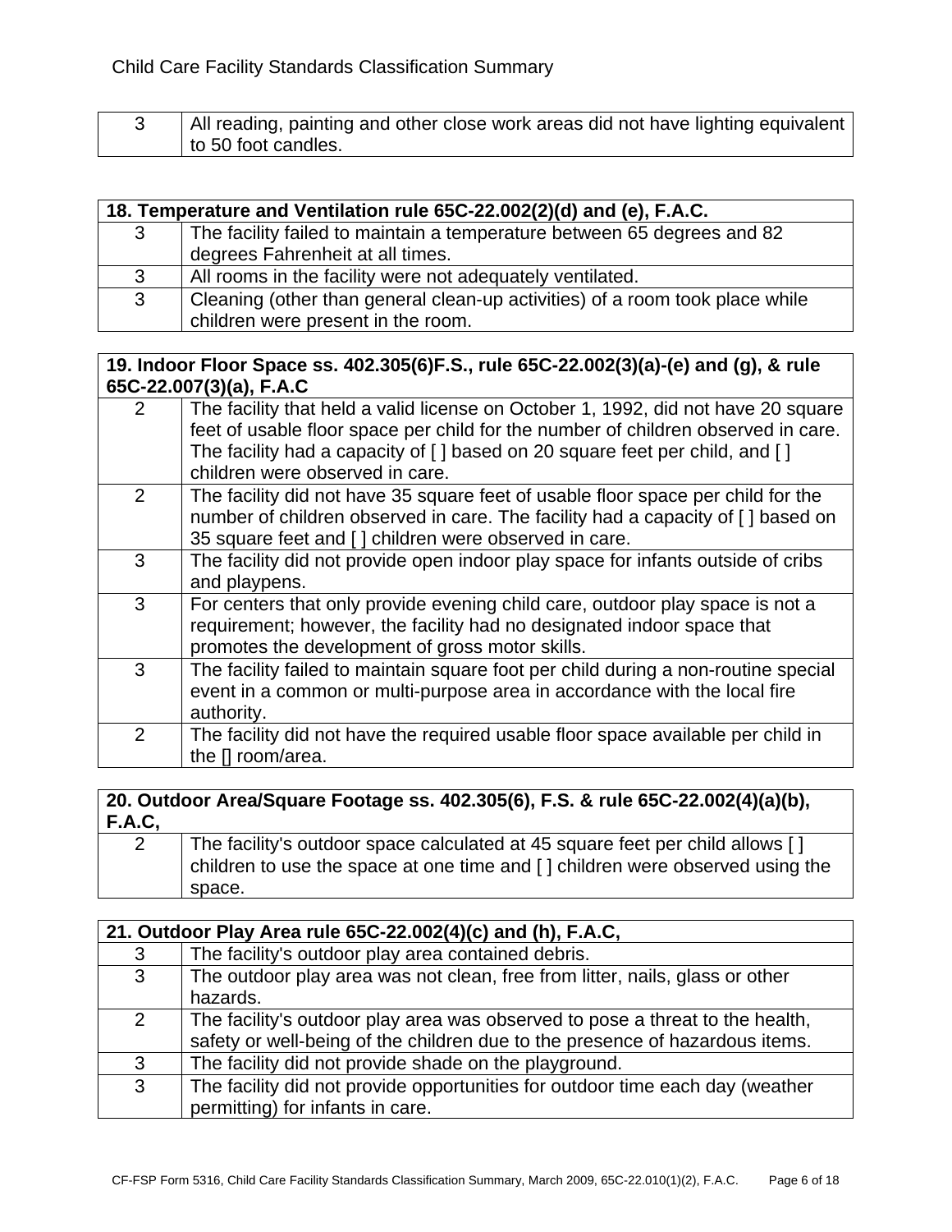| 3 | All reading, painting and other close work areas did not have lighting equivalent to 50 foot candles. |
|---|---|

| 18. Temperature and Ventilation rule 65C-22.002(2)(d) and (e), F.A.C. | |
|---|---|
| 3 | The facility failed to maintain a temperature between 65 degrees and 82 degrees Fahrenheit at all times. |
| 3 | All rooms in the facility were not adequately ventilated. |
| 3 | Cleaning (other than general clean-up activities) of a room took place while children were present in the room. |

| 19. Indoor Floor Space ss. 402.305(6)F.S., rule 65C-22.002(3)(a)-(e) and (g), & rule 65C-22.007(3)(a), F.A.C | |
|---|---|
| 2 | The facility that held a valid license on October 1, 1992, did not have 20 square feet of usable floor space per child for the number of children observed in care. The facility had a capacity of [ ] based on 20 square feet per child, and [ ] children were observed in care. |
| 2 | The facility did not have 35 square feet of usable floor space per child for the number of children observed in care. The facility had a capacity of [ ] based on 35 square feet and [ ] children were observed in care. |
| 3 | The facility did not provide open indoor play space for infants outside of cribs and playpens. |
| 3 | For centers that only provide evening child care, outdoor play space is not a requirement; however, the facility had no designated indoor space that promotes the development of gross motor skills. |
| 3 | The facility failed to maintain square foot per child during a non-routine special event in a common or multi-purpose area in accordance with the local fire authority. |
| 2 | The facility did not have the required usable floor space available per child in the [] room/area. |

| 20. Outdoor Area/Square Footage ss. 402.305(6), F.S. & rule 65C-22.002(4)(a)(b), F.A.C, | |
|---|---|
| 2 | The facility's outdoor space calculated at 45 square feet per child allows [ ] children to use the space at one time and [ ] children were observed using the space. |

| 21. Outdoor Play Area rule 65C-22.002(4)(c) and (h), F.A.C, | |
|---|---|
| 3 | The facility's outdoor play area contained debris. |
| 3 | The outdoor play area was not clean, free from litter, nails, glass or other hazards. |
| 2 | The facility's outdoor play area was observed to pose a threat to the health, safety or well-being of the children due to the presence of hazardous items. |
| 3 | The facility did not provide shade on the playground. |
| 3 | The facility did not provide opportunities for outdoor time each day (weather permitting) for infants in care. |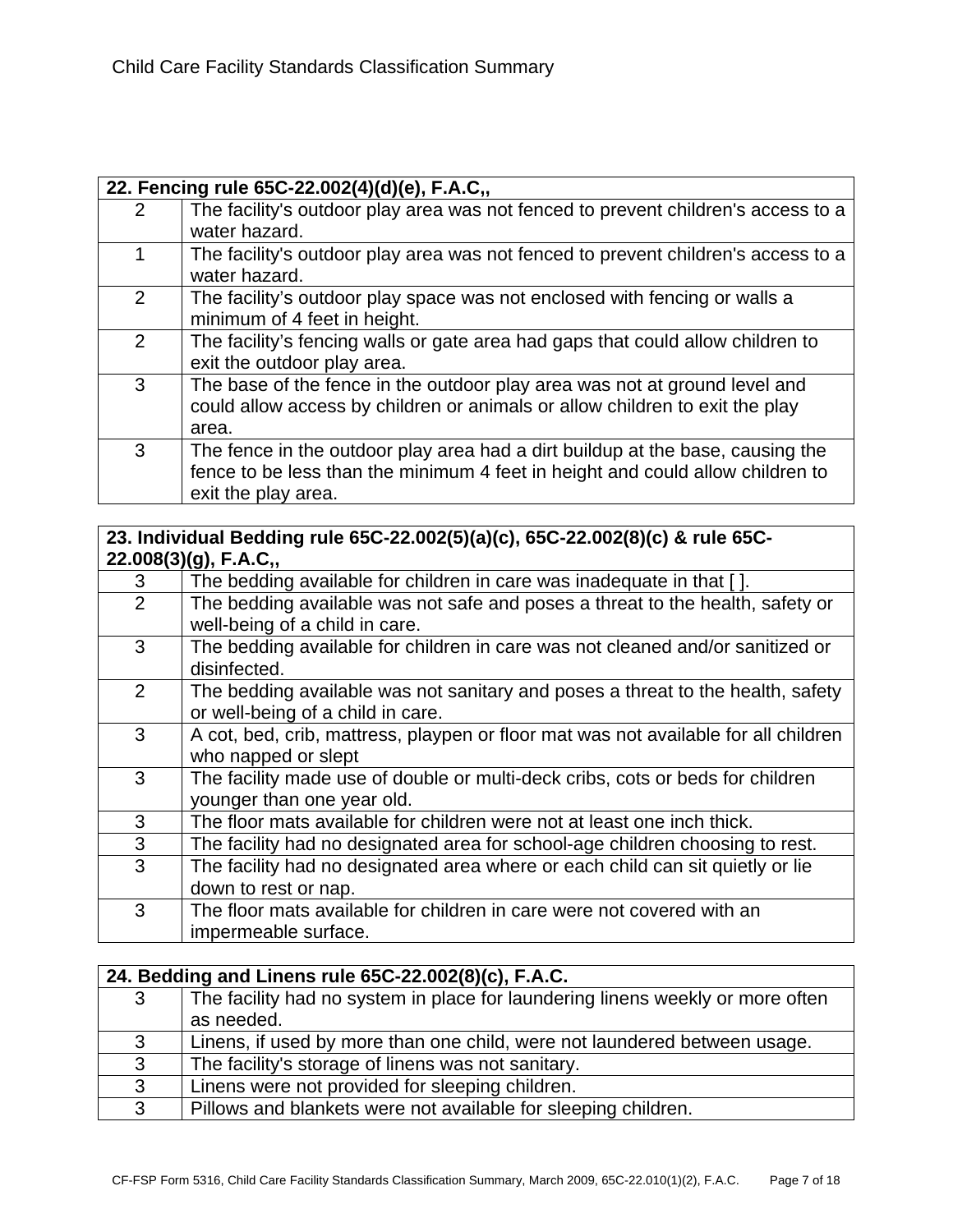| 22. Fencing rule 65C-22.002(4)(d)(e), F.A.C,, | |
|---|---|
| 2 | The facility's outdoor play area was not fenced to prevent children's access to a water hazard. |
| 1 | The facility's outdoor play area was not fenced to prevent children's access to a water hazard. |
| 2 | The facility's outdoor play space was not enclosed with fencing or walls a minimum of 4 feet in height. |
| 2 | The facility's fencing walls or gate area had gaps that could allow children to exit the outdoor play area. |
| 3 | The base of the fence in the outdoor play area was not at ground level and could allow access by children or animals or allow children to exit the play area. |
| 3 | The fence in the outdoor play area had a dirt buildup at the base, causing the fence to be less than the minimum 4 feet in height and could allow children to exit the play area. |

| 23. Individual Bedding rule 65C-22.002(5)(a)(c), 65C-22.002(8)(c) & rule 65C-22.008(3)(g), F.A.C,, | |
|---|---|
| 3 | The bedding available for children in care was inadequate in that [ ]. |
| 2 | The bedding available was not safe and poses a threat to the health, safety or well-being of a child in care. |
| 3 | The bedding available for children in care was not cleaned and/or sanitized or disinfected. |
| 2 | The bedding available was not sanitary and poses a threat to the health, safety or well-being of a child in care. |
| 3 | A cot, bed, crib, mattress, playpen or floor mat was not available for all children who napped or slept |
| 3 | The facility made use of double or multi-deck cribs, cots or beds for children younger than one year old. |
| 3 | The floor mats available for children were not at least one inch thick. |
| 3 | The facility had no designated area for school-age children choosing to rest. |
| 3 | The facility had no designated area where or each child can sit quietly or lie down to rest or nap. |
| 3 | The floor mats available for children in care were not covered with an impermeable surface. |

| 24. Bedding and Linens rule 65C-22.002(8)(c), F.A.C. | |
|---|---|
| 3 | The facility had no system in place for laundering linens weekly or more often as needed. |
| 3 | Linens, if used by more than one child, were not laundered between usage. |
| 3 | The facility's storage of linens was not sanitary. |
| 3 | Linens were not provided for sleeping children. |
| 3 | Pillows and blankets were not available for sleeping children. |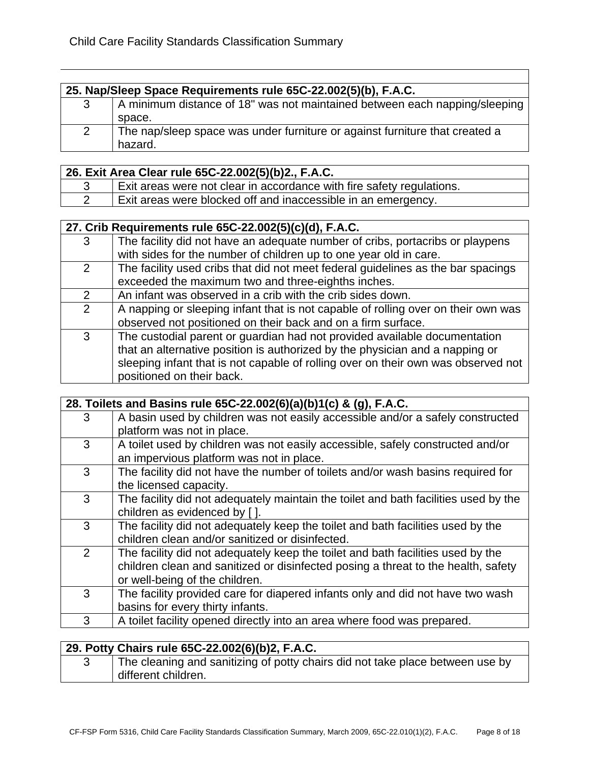| 25. Nap/Sleep Space Requirements rule 65C-22.002(5)(b), F.A.C. | |
|---|---|
| 3 | A minimum distance of 18" was not maintained between each napping/sleeping space. |
| 2 | The nap/sleep space was under furniture or against furniture that created a hazard. |

| 26. Exit Area Clear rule 65C-22.002(5)(b)2., F.A.C. | |
|---|---|
| 3 | Exit areas were not clear in accordance with fire safety regulations. |
| 2 | Exit areas were blocked off and inaccessible in an emergency. |

| 27. Crib Requirements rule 65C-22.002(5)(c)(d), F.A.C. | |
|---|---|
| 3 | The facility did not have an adequate number of cribs, portacribs or playpens with sides for the number of children up to one year old in care. |
| 2 | The facility used cribs that did not meet federal guidelines as the bar spacings exceeded the maximum two and three-eighths inches. |
| 2 | An infant was observed in a crib with the crib sides down. |
| 2 | A napping or sleeping infant that is not capable of rolling over on their own was observed not positioned on their back and on a firm surface. |
| 3 | The custodial parent or guardian had not provided available documentation that an alternative position is authorized by the physician and a napping or sleeping infant that is not capable of rolling over on their own was observed not positioned on their back. |

| 28. Toilets and Basins rule 65C-22.002(6)(a)(b)1(c) & (g), F.A.C. | |
|---|---|
| 3 | A basin used by children was not easily accessible and/or a safely constructed platform was not in place. |
| 3 | A toilet used by children was not easily accessible, safely constructed and/or an impervious platform was not in place. |
| 3 | The facility did not have the number of toilets and/or wash basins required for the licensed capacity. |
| 3 | The facility did not adequately maintain the toilet and bath facilities used by the children as evidenced by [ ]. |
| 3 | The facility did not adequately keep the toilet and bath facilities used by the children clean and/or sanitized or disinfected. |
| 2 | The facility did not adequately keep the toilet and bath facilities used by the children clean and sanitized or disinfected posing a threat to the health, safety or well-being of the children. |
| 3 | The facility provided care for diapered infants only and did not have two wash basins for every thirty infants. |
| 3 | A toilet facility opened directly into an area where food was prepared. |

| 29. Potty Chairs rule 65C-22.002(6)(b)2, F.A.C. | |
|---|---|
| 3 | The cleaning and sanitizing of potty chairs did not take place between use by different children. |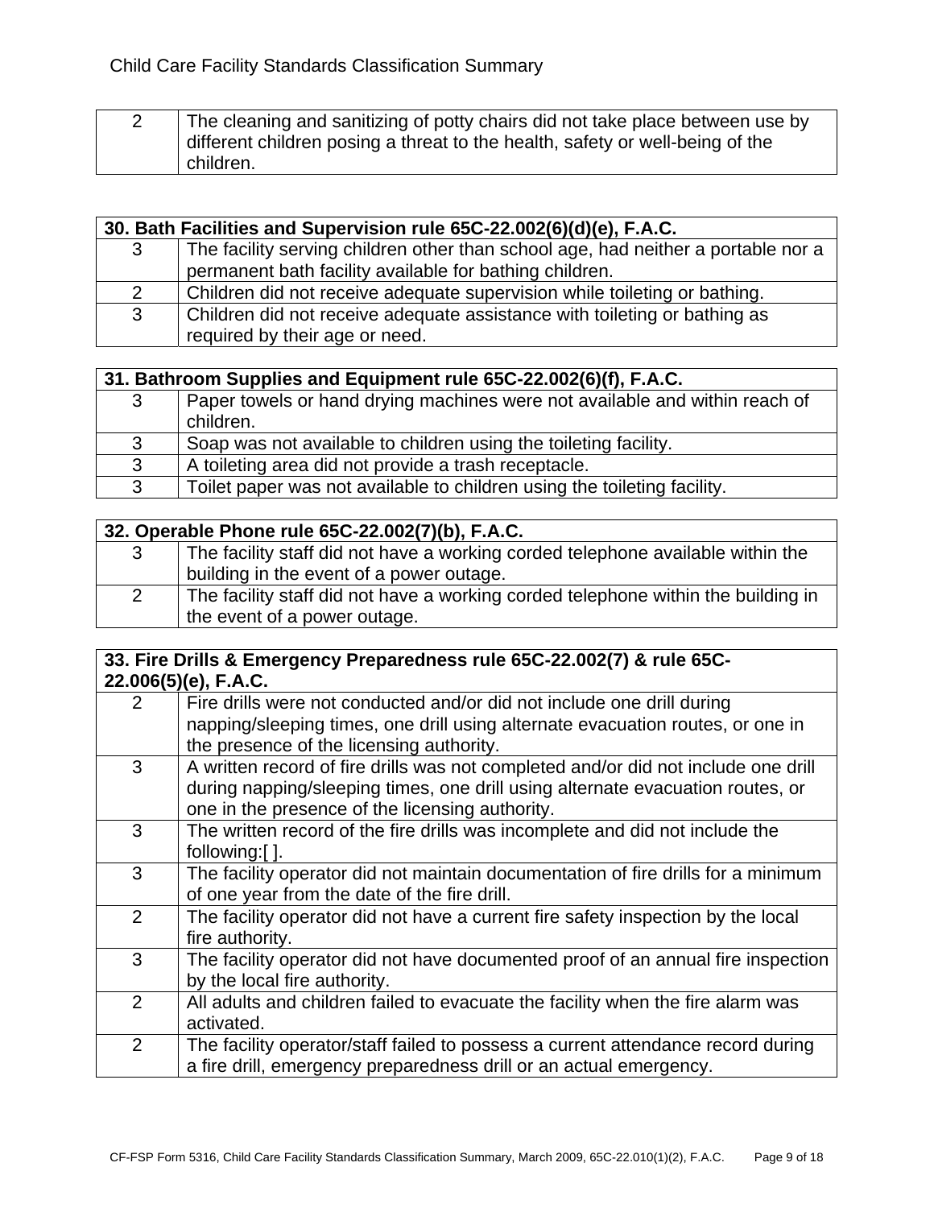| 2 | The cleaning and sanitizing of potty chairs did not take place between use by different children posing a threat to the health, safety or well-being of the children. |
|---|---|

| **30. Bath Facilities and Supervision rule 65C-22.002(6)(d)(e), F.A.C.** | |
|---|---|
| 3 | The facility serving children other than school age, had neither a portable nor a permanent bath facility available for bathing children. |
| 2 | Children did not receive adequate supervision while toileting or bathing. |
| 3 | Children did not receive adequate assistance with toileting or bathing as required by their age or need. |

| **31. Bathroom Supplies and Equipment rule 65C-22.002(6)(f), F.A.C.** | |
|---|---|
| 3 | Paper towels or hand drying machines were not available and within reach of children. |
| 3 | Soap was not available to children using the toileting facility. |
| 3 | A toileting area did not provide a trash receptacle. |
| 3 | Toilet paper was not available to children using the toileting facility. |

| **32. Operable Phone rule 65C-22.002(7)(b), F.A.C.** | |
|---|---|
| 3 | The facility staff did not have a working corded telephone available within the building in the event of a power outage. |
| 2 | The facility staff did not have a working corded telephone within the building in the event of a power outage. |

| **33. Fire Drills & Emergency Preparedness rule 65C-22.002(7) & rule 65C-22.006(5)(e), F.A.C.** | |
|---|---|
| 2 | Fire drills were not conducted and/or did not include one drill during napping/sleeping times, one drill using alternate evacuation routes, or one in the presence of the licensing authority. |
| 3 | A written record of fire drills was not completed and/or did not include one drill during napping/sleeping times, one drill using alternate evacuation routes, or one in the presence of the licensing authority. |
| 3 | The written record of the fire drills was incomplete and did not include the following:[ ]. |
| 3 | The facility operator did not maintain documentation of fire drills for a minimum of one year from the date of the fire drill. |
| 2 | The facility operator did not have a current fire safety inspection by the local fire authority. |
| 3 | The facility operator did not have documented proof of an annual fire inspection by the local fire authority. |
| 2 | All adults and children failed to evacuate the facility when the fire alarm was activated. |
| 2 | The facility operator/staff failed to possess a current attendance record during a fire drill, emergency preparedness drill or an actual emergency. |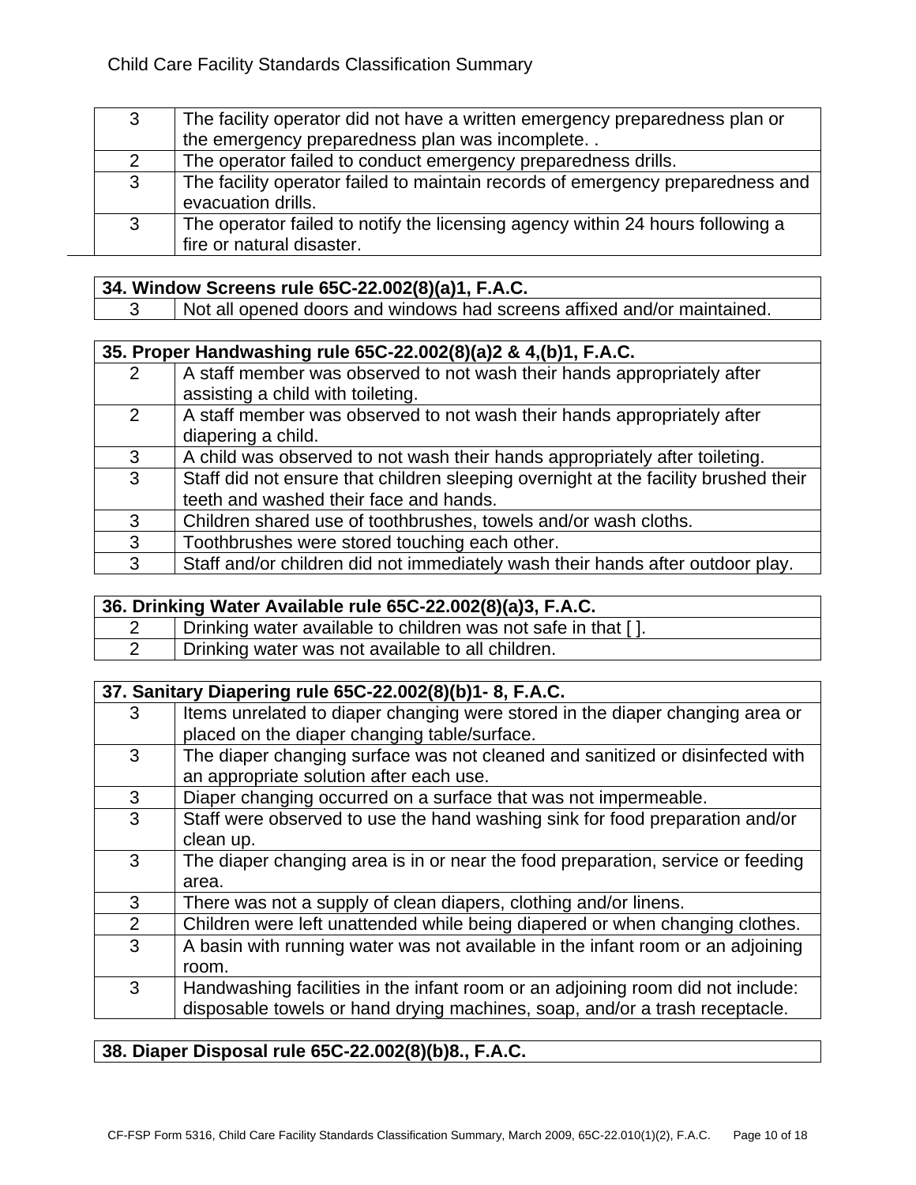| | |
|---|---|
| 3 | The facility operator did not have a written emergency preparedness plan or the emergency preparedness plan was incomplete. . |
| 2 | The operator failed to conduct emergency preparedness drills. |
| 3 | The facility operator failed to maintain records of emergency preparedness and evacuation drills. |
| 3 | The operator failed to notify the licensing agency within 24 hours following a fire or natural disaster. |

| **34. Window Screens rule 65C-22.002(8)(a)1, F.A.C.** | |
|---|---|
| 3 | Not all opened doors and windows had screens affixed and/or maintained. |

| **35. Proper Handwashing rule 65C-22.002(8)(a)2 & 4,(b)1, F.A.C.** | |
|---|---|
| 2 | A staff member was observed to not wash their hands appropriately after assisting a child with toileting. |
| 2 | A staff member was observed to not wash their hands appropriately after diapering a child. |
| 3 | A child was observed to not wash their hands appropriately after toileting. |
| 3 | Staff did not ensure that children sleeping overnight at the facility brushed their teeth and washed their face and hands. |
| 3 | Children shared use of toothbrushes, towels and/or wash cloths. |
| 3 | Toothbrushes were stored touching each other. |
| 3 | Staff and/or children did not immediately wash their hands after outdoor play. |

| **36. Drinking Water Available rule 65C-22.002(8)(a)3, F.A.C.** | |
|---|---|
| 2 | Drinking water available to children was not safe in that [ ]. |
| 2 | Drinking water was not available to all children. |

| **37. Sanitary Diapering rule 65C-22.002(8)(b)1- 8, F.A.C.** | |
|---|---|
| 3 | Items unrelated to diaper changing were stored in the diaper changing area or placed on the diaper changing table/surface. |
| 3 | The diaper changing surface was not cleaned and sanitized or disinfected with an appropriate solution after each use. |
| 3 | Diaper changing occurred on a surface that was not impermeable. |
| 3 | Staff were observed to use the hand washing sink for food preparation and/or clean up. |
| 3 | The diaper changing area is in or near the food preparation, service or feeding area. |
| 3 | There was not a supply of clean diapers, clothing and/or linens. |
| 2 | Children were left unattended while being diapered or when changing clothes. |
| 3 | A basin with running water was not available in the infant room or an adjoining room. |
| 3 | Handwashing facilities in the infant room or an adjoining room did not include: disposable towels or hand drying machines, soap, and/or a trash receptacle. |

| **38. Diaper Disposal rule 65C-22.002(8)(b)8., F.A.C.** |
|---|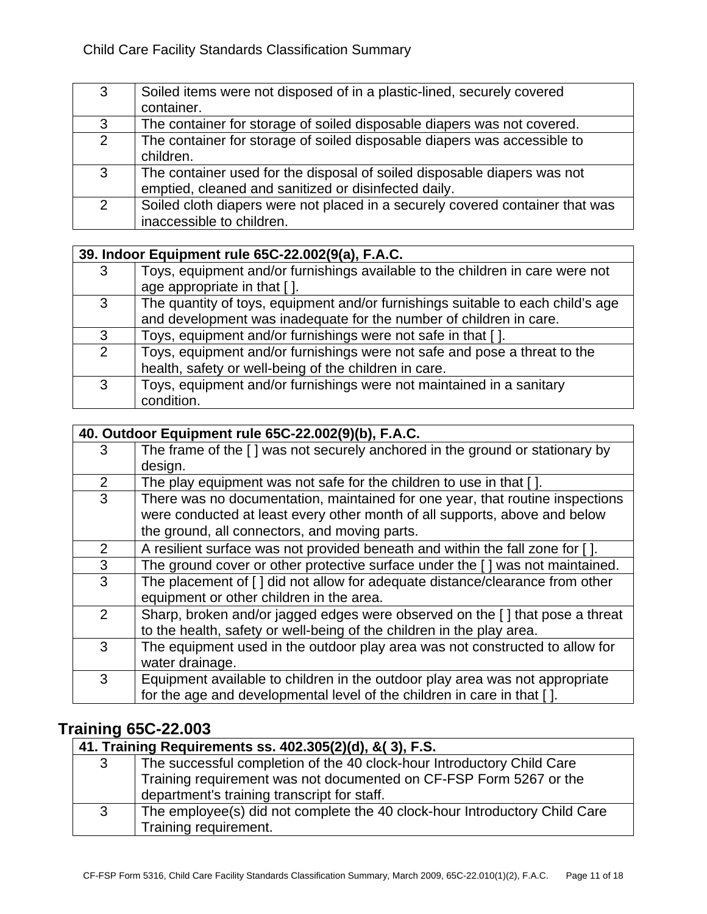| | |
|---|---|
| 3 | Soiled items were not disposed of in a plastic-lined, securely covered container. |
| 3 | The container for storage of soiled disposable diapers was not covered. |
| 2 | The container for storage of soiled disposable diapers was accessible to children. |
| 3 | The container used for the disposal of soiled disposable diapers was not emptied, cleaned and sanitized or disinfected daily. |
| 2 | Soiled cloth diapers were not placed in a securely covered container that was inaccessible to children. |

| **39. Indoor Equipment rule 65C-22.002(9(a), F.A.C.** | |
|---|---|
| 3 | Toys, equipment and/or furnishings available to the children in care were not age appropriate in that [ ]. |
| 3 | The quantity of toys, equipment and/or furnishings suitable to each child's age and development was inadequate for the number of children in care. |
| 3 | Toys, equipment and/or furnishings were not safe in that [ ]. |
| 2 | Toys, equipment and/or furnishings were not safe and pose a threat to the health, safety or well-being of the children in care. |
| 3 | Toys, equipment and/or furnishings were not maintained in a sanitary condition. |

| **40. Outdoor Equipment rule 65C-22.002(9)(b), F.A.C.** | |
|---|---|
| 3 | The frame of the [ ] was not securely anchored in the ground or stationary by design. |
| 2 | The play equipment was not safe for the children to use in that [ ]. |
| 3 | There was no documentation, maintained for one year, that routine inspections were conducted at least every other month of all supports, above and below the ground, all connectors, and moving parts. |
| 2 | A resilient surface was not provided beneath and within the fall zone for [ ]. |
| 3 | The ground cover or other protective surface under the [ ] was not maintained. |
| 3 | The placement of [ ] did not allow for adequate distance/clearance from other equipment or other children in the area. |
| 2 | Sharp, broken and/or jagged edges were observed on the [ ] that pose a threat to the health, safety or well-being of the children in the play area. |
| 3 | The equipment used in the outdoor play area was not constructed to allow for water drainage. |
| 3 | Equipment available to children in the outdoor play area was not appropriate for the age and developmental level of the children in care in that [ ]. |

## Training 65C-22.003

| **41. Training Requirements ss. 402.305(2)(d), &( 3), F.S.** | |
|---|---|
| 3 | The successful completion of the 40 clock-hour Introductory Child Care Training requirement was not documented on CF-FSP Form 5267 or the department's training transcript for staff. |
| 3 | The employee(s) did not complete the 40 clock-hour Introductory Child Care Training requirement. |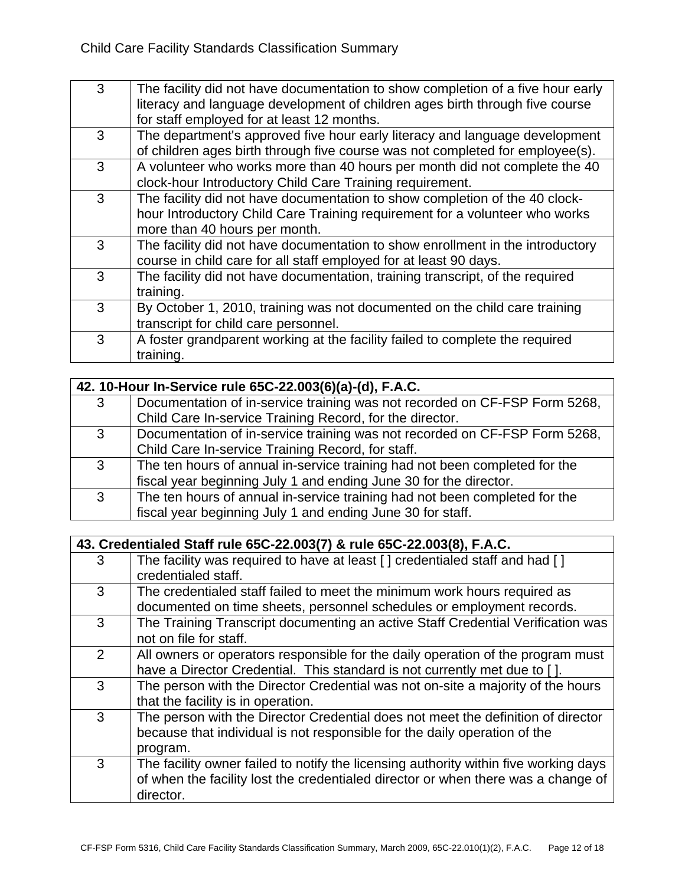| | |
|---|---|
| 3 | The facility did not have documentation to show completion of a five hour early literacy and language development of children ages birth through five course for staff employed for at least 12 months. |
| 3 | The department's approved five hour early literacy and language development of children ages birth through five course was not completed for employee(s). |
| 3 | A volunteer who works more than 40 hours per month did not complete the 40 clock-hour Introductory Child Care Training requirement. |
| 3 | The facility did not have documentation to show completion of the 40 clock-hour Introductory Child Care Training requirement for a volunteer who works more than 40 hours per month. |
| 3 | The facility did not have documentation to show enrollment in the introductory course in child care for all staff employed for at least 90 days. |
| 3 | The facility did not have documentation, training transcript, of the required training. |
| 3 | By October 1, 2010, training was not documented on the child care training transcript for child care personnel. |
| 3 | A foster grandparent working at the facility failed to complete the required training. |

| **42. 10-Hour In-Service rule 65C-22.003(6)(a)-(d), F.A.C.** | |
|---|---|
| 3 | Documentation of in-service training was not recorded on CF-FSP Form 5268, Child Care In-service Training Record, for the director. |
| 3 | Documentation of in-service training was not recorded on CF-FSP Form 5268, Child Care In-service Training Record, for staff. |
| 3 | The ten hours of annual in-service training had not been completed for the fiscal year beginning July 1 and ending June 30 for the director. |
| 3 | The ten hours of annual in-service training had not been completed for the fiscal year beginning July 1 and ending June 30 for staff. |

| **43. Credentialed Staff rule 65C-22.003(7) & rule 65C-22.003(8), F.A.C.** | |
|---|---|
| 3 | The facility was required to have at least [ ] credentialed staff and had [ ] credentialed staff. |
| 3 | The credentialed staff failed to meet the minimum work hours required as documented on time sheets, personnel schedules or employment records. |
| 3 | The Training Transcript documenting an active Staff Credential Verification was not on file for staff. |
| 2 | All owners or operators responsible for the daily operation of the program must have a Director Credential. This standard is not currently met due to [ ]. |
| 3 | The person with the Director Credential was not on-site a majority of the hours that the facility is in operation. |
| 3 | The person with the Director Credential does not meet the definition of director because that individual is not responsible for the daily operation of the program. |
| 3 | The facility owner failed to notify the licensing authority within five working days of when the facility lost the credentialed director or when there was a change of director. |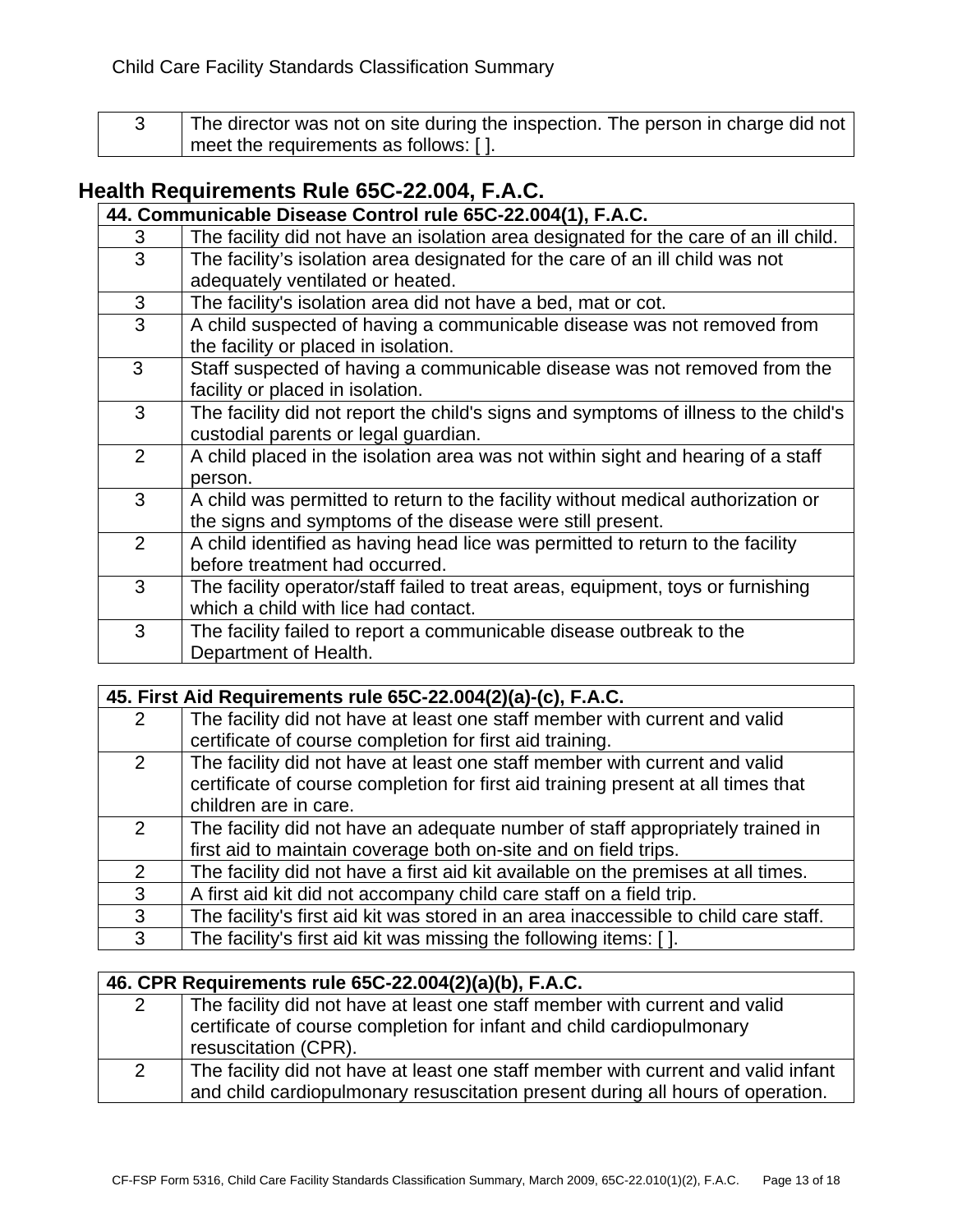| 3 | The director was not on site during the inspection. The person in charge did not meet the requirements as follows: [ ]. |
|---|---|

## Health Requirements Rule 65C-22.004, F.A.C.

| 44. Communicable Disease Control rule 65C-22.004(1), F.A.C. | |
|---|---|
| 3 | The facility did not have an isolation area designated for the care of an ill child. |
| 3 | The facility's isolation area designated for the care of an ill child was not adequately ventilated or heated. |
| 3 | The facility's isolation area did not have a bed, mat or cot. |
| 3 | A child suspected of having a communicable disease was not removed from the facility or placed in isolation. |
| 3 | Staff suspected of having a communicable disease was not removed from the facility or placed in isolation. |
| 3 | The facility did not report the child's signs and symptoms of illness to the child's custodial parents or legal guardian. |
| 2 | A child placed in the isolation area was not within sight and hearing of a staff person. |
| 3 | A child was permitted to return to the facility without medical authorization or the signs and symptoms of the disease were still present. |
| 2 | A child identified as having head lice was permitted to return to the facility before treatment had occurred. |
| 3 | The facility operator/staff failed to treat areas, equipment, toys or furnishing which a child with lice had contact. |
| 3 | The facility failed to report a communicable disease outbreak to the Department of Health. |

| 45. First Aid Requirements rule 65C-22.004(2)(a)-(c), F.A.C. | |
|---|---|
| 2 | The facility did not have at least one staff member with current and valid certificate of course completion for first aid training. |
| 2 | The facility did not have at least one staff member with current and valid certificate of course completion for first aid training present at all times that children are in care. |
| 2 | The facility did not have an adequate number of staff appropriately trained in first aid to maintain coverage both on-site and on field trips. |
| 2 | The facility did not have a first aid kit available on the premises at all times. |
| 3 | A first aid kit did not accompany child care staff on a field trip. |
| 3 | The facility's first aid kit was stored in an area inaccessible to child care staff. |
| 3 | The facility's first aid kit was missing the following items: [ ]. |

| 46. CPR Requirements rule 65C-22.004(2)(a)(b), F.A.C. | |
|---|---|
| 2 | The facility did not have at least one staff member with current and valid certificate of course completion for infant and child cardiopulmonary resuscitation (CPR). |
| 2 | The facility did not have at least one staff member with current and valid infant and child cardiopulmonary resuscitation present during all hours of operation. |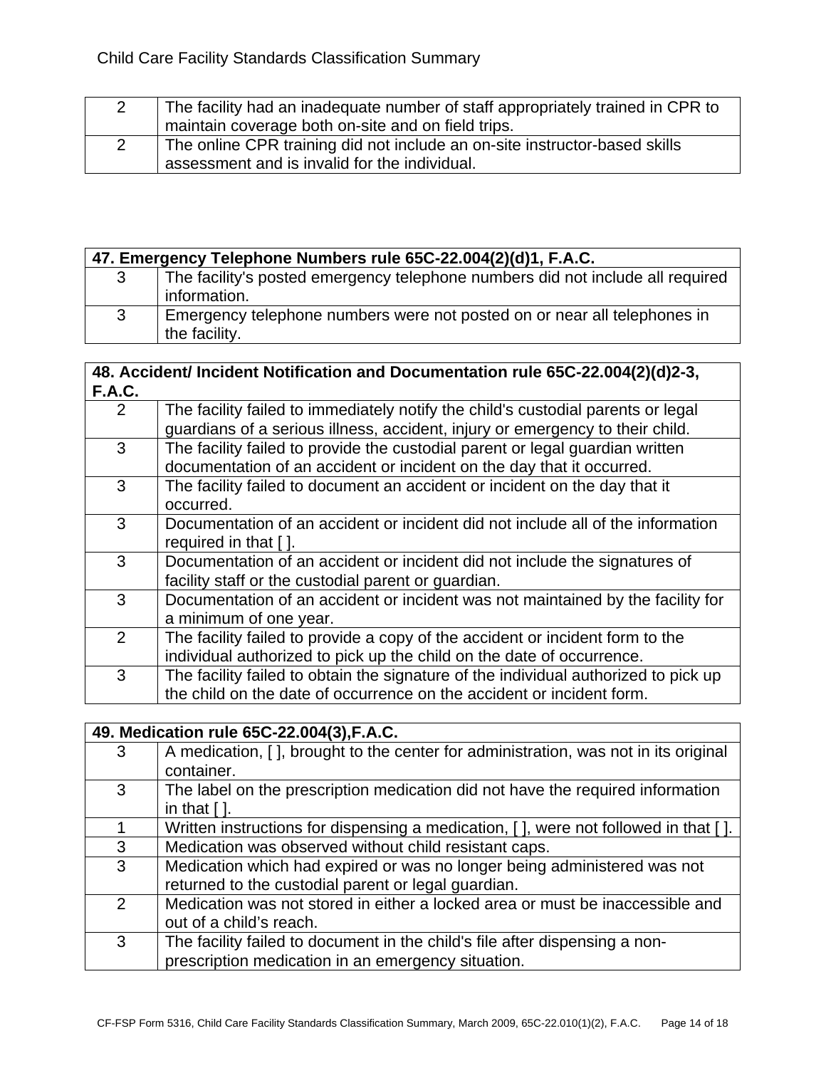| | |
|---|---|
| 2 | The facility had an inadequate number of staff appropriately trained in CPR to maintain coverage both on-site and on field trips. |
| 2 | The online CPR training did not include an on-site instructor-based skills assessment and is invalid for the individual. |

| **47. Emergency Telephone Numbers rule 65C-22.004(2)(d)1, F.A.C.** | |
|---|---|
| 3 | The facility's posted emergency telephone numbers did not include all required information. |
| 3 | Emergency telephone numbers were not posted on or near all telephones in the facility. |

| **48. Accident/ Incident Notification and Documentation rule 65C-22.004(2)(d)2-3, F.A.C.** | |
|---|---|
| 2 | The facility failed to immediately notify the child's custodial parents or legal guardians of a serious illness, accident, injury or emergency to their child. |
| 3 | The facility failed to provide the custodial parent or legal guardian written documentation of an accident or incident on the day that it occurred. |
| 3 | The facility failed to document an accident or incident on the day that it occurred. |
| 3 | Documentation of an accident or incident did not include all of the information required in that [ ]. |
| 3 | Documentation of an accident or incident did not include the signatures of facility staff or the custodial parent or guardian. |
| 3 | Documentation of an accident or incident was not maintained by the facility for a minimum of one year. |
| 2 | The facility failed to provide a copy of the accident or incident form to the individual authorized to pick up the child on the date of occurrence. |
| 3 | The facility failed to obtain the signature of the individual authorized to pick up the child on the date of occurrence on the accident or incident form. |

| **49. Medication rule 65C-22.004(3),F.A.C.** | |
|---|---|
| 3 | A medication, [ ], brought to the center for administration, was not in its original container. |
| 3 | The label on the prescription medication did not have the required information in that [ ]. |
| 1 | Written instructions for dispensing a medication, [ ], were not followed in that [ ]. |
| 3 | Medication was observed without child resistant caps. |
| 3 | Medication which had expired or was no longer being administered was not returned to the custodial parent or legal guardian. |
| 2 | Medication was not stored in either a locked area or must be inaccessible and out of a child's reach. |
| 3 | The facility failed to document in the child's file after dispensing a non-prescription medication in an emergency situation. |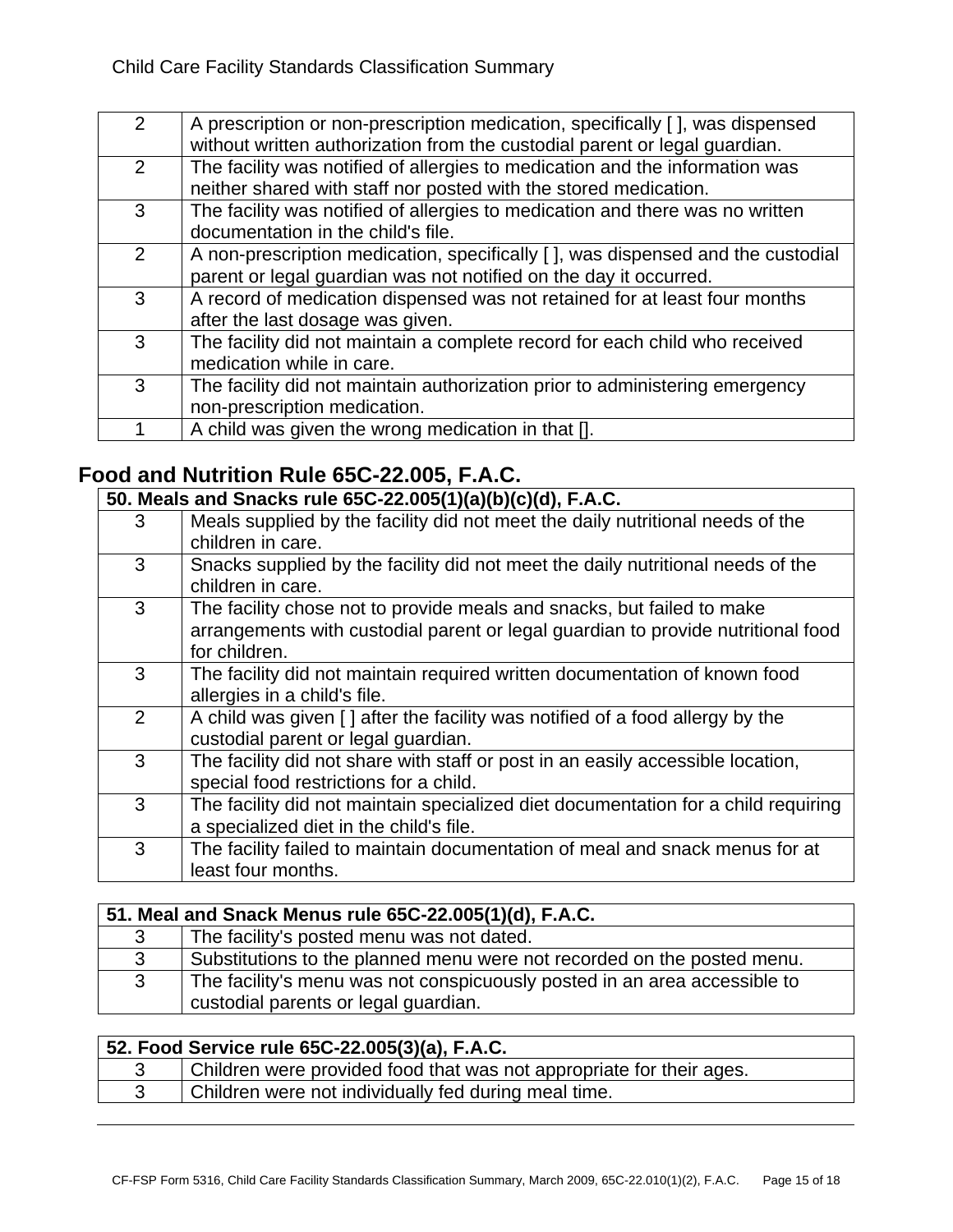| | |
|---|---|
| 2 | A prescription or non-prescription medication, specifically [ ], was dispensed without written authorization from the custodial parent or legal guardian. |
| 2 | The facility was notified of allergies to medication and the information was neither shared with staff nor posted with the stored medication. |
| 3 | The facility was notified of allergies to medication and there was no written documentation in the child's file. |
| 2 | A non-prescription medication, specifically [ ], was dispensed and the custodial parent or legal guardian was not notified on the day it occurred. |
| 3 | A record of medication dispensed was not retained for at least four months after the last dosage was given. |
| 3 | The facility did not maintain a complete record for each child who received medication while in care. |
| 3 | The facility did not maintain authorization prior to administering emergency non-prescription medication. |
| 1 | A child was given the wrong medication in that []. |

## Food and Nutrition Rule 65C-22.005, F.A.C.

| **50. Meals and Snacks rule 65C-22.005(1)(a)(b)(c)(d), F.A.C.** | |
|---|---|
| 3 | Meals supplied by the facility did not meet the daily nutritional needs of the children in care. |
| 3 | Snacks supplied by the facility did not meet the daily nutritional needs of the children in care. |
| 3 | The facility chose not to provide meals and snacks, but failed to make arrangements with custodial parent or legal guardian to provide nutritional food for children. |
| 3 | The facility did not maintain required written documentation of known food allergies in a child's file. |
| 2 | A child was given [ ] after the facility was notified of a food allergy by the custodial parent or legal guardian. |
| 3 | The facility did not share with staff or post in an easily accessible location, special food restrictions for a child. |
| 3 | The facility did not maintain specialized diet documentation for a child requiring a specialized diet in the child's file. |
| 3 | The facility failed to maintain documentation of meal and snack menus for at least four months. |

| **51. Meal and Snack Menus rule 65C-22.005(1)(d), F.A.C.** | |
|---|---|
| 3 | The facility's posted menu was not dated. |
| 3 | Substitutions to the planned menu were not recorded on the posted menu. |
| 3 | The facility's menu was not conspicuously posted in an area accessible to custodial parents or legal guardian. |

| **52. Food Service rule 65C-22.005(3)(a), F.A.C.** | |
|---|---|
| 3 | Children were provided food that was not appropriate for their ages. |
| 3 | Children were not individually fed during meal time. |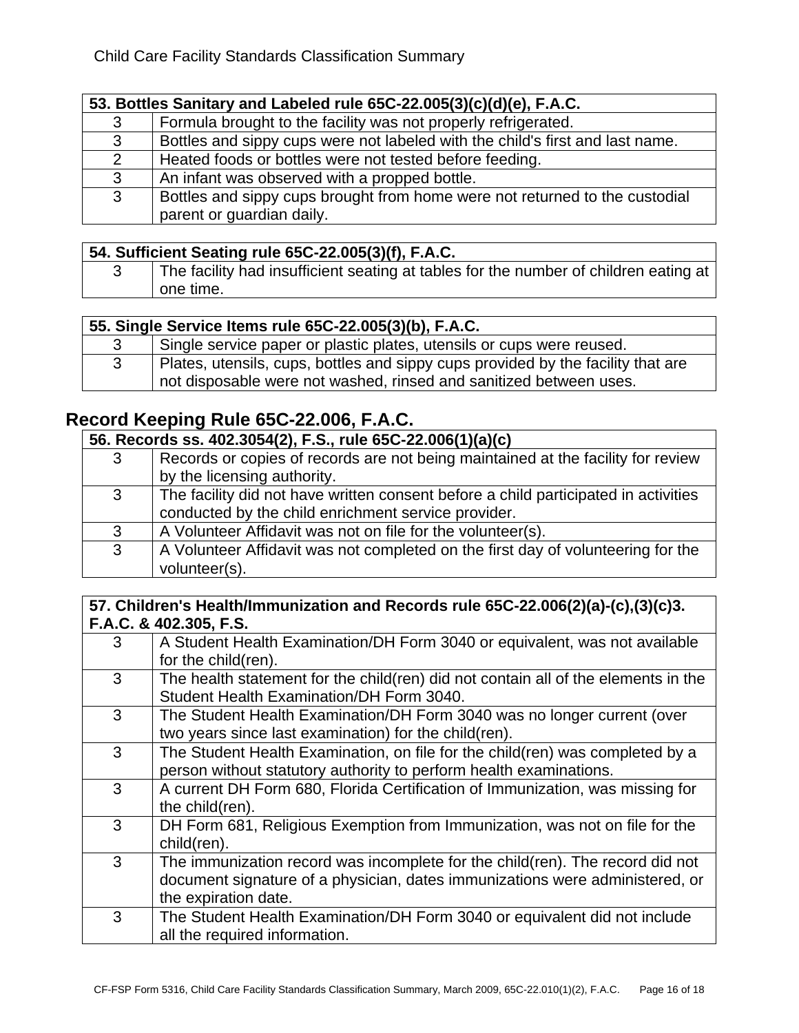| 53. Bottles Sanitary and Labeled rule 65C-22.005(3)(c)(d)(e), F.A.C. | |
|---|---|
| 3 | Formula brought to the facility was not properly refrigerated. |
| 3 | Bottles and sippy cups were not labeled with the child's first and last name. |
| 2 | Heated foods or bottles were not tested before feeding. |
| 3 | An infant was observed with a propped bottle. |
| 3 | Bottles and sippy cups brought from home were not returned to the custodial parent or guardian daily. |

| 54. Sufficient Seating rule 65C-22.005(3)(f), F.A.C. | |
|---|---|
| 3 | The facility had insufficient seating at tables for the number of children eating at one time. |

| 55. Single Service Items rule 65C-22.005(3)(b), F.A.C. | |
|---|---|
| 3 | Single service paper or plastic plates, utensils or cups were reused. |
| 3 | Plates, utensils, cups, bottles and sippy cups provided by the facility that are not disposable were not washed, rinsed and sanitized between uses. |

## Record Keeping Rule 65C-22.006, F.A.C.

| 56. Records ss. 402.3054(2), F.S., rule 65C-22.006(1)(a)(c) | |
|---|---|
| 3 | Records or copies of records are not being maintained at the facility for review by the licensing authority. |
| 3 | The facility did not have written consent before a child participated in activities conducted by the child enrichment service provider. |
| 3 | A Volunteer Affidavit was not on file for the volunteer(s). |
| 3 | A Volunteer Affidavit was not completed on the first day of volunteering for the volunteer(s). |

| 57. Children's Health/Immunization and Records rule 65C-22.006(2)(a)-(c),(3)(c)3. F.A.C. & 402.305, F.S. | |
|---|---|
| 3 | A Student Health Examination/DH Form 3040 or equivalent, was not available for the child(ren). |
| 3 | The health statement for the child(ren) did not contain all of the elements in the Student Health Examination/DH Form 3040. |
| 3 | The Student Health Examination/DH Form 3040 was no longer current (over two years since last examination) for the child(ren). |
| 3 | The Student Health Examination, on file for the child(ren) was completed by a person without statutory authority to perform health examinations. |
| 3 | A current DH Form 680, Florida Certification of Immunization, was missing for the child(ren). |
| 3 | DH Form 681, Religious Exemption from Immunization, was not on file for the child(ren). |
| 3 | The immunization record was incomplete for the child(ren). The record did not document signature of a physician, dates immunizations were administered, or the expiration date. |
| 3 | The Student Health Examination/DH Form 3040 or equivalent did not include all the required information. |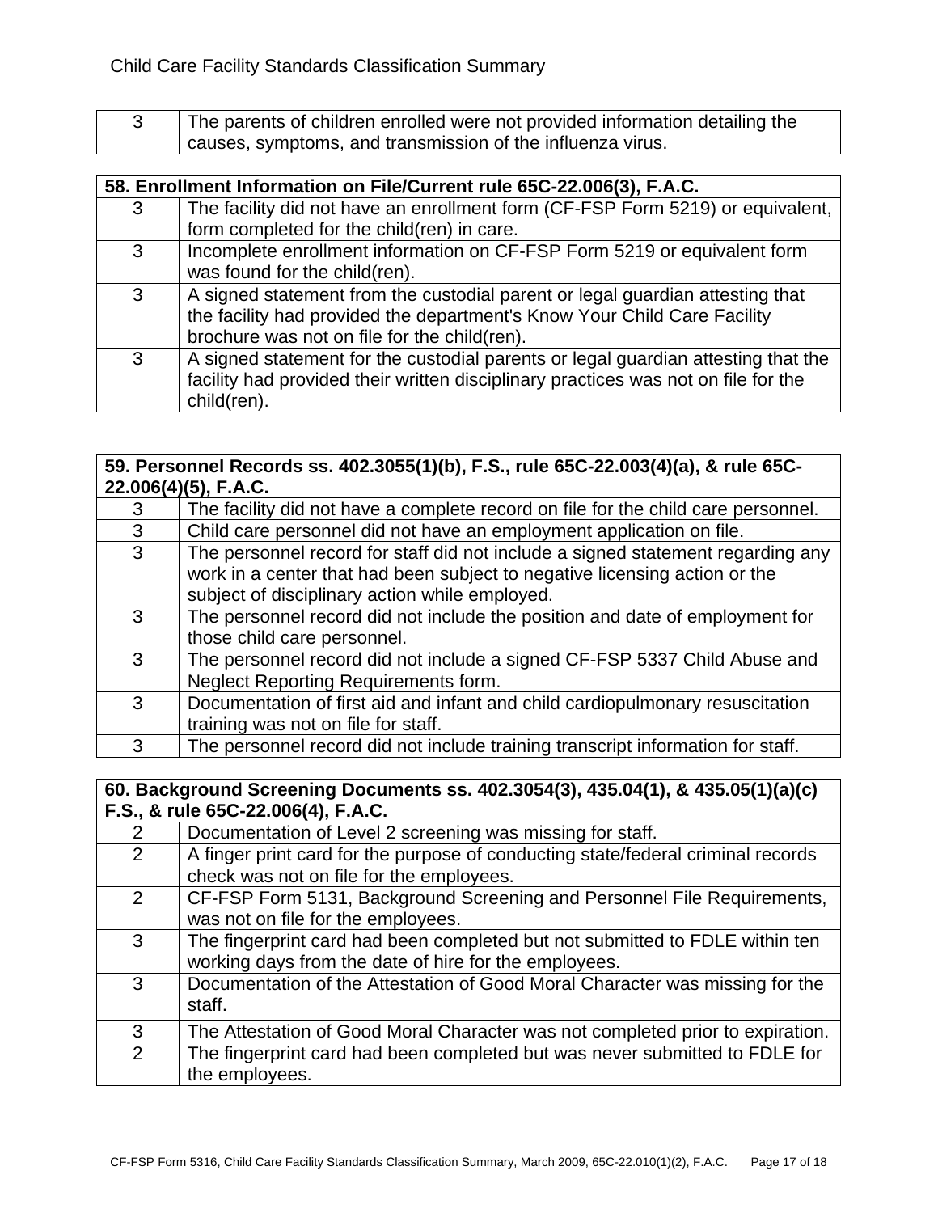| 3 | The parents of children enrolled were not provided information detailing the causes, symptoms, and transmission of the influenza virus. |
|---|---|

| 58. Enrollment Information on File/Current rule 65C-22.006(3), F.A.C. | |
|---|---|
| 3 | The facility did not have an enrollment form (CF-FSP Form 5219) or equivalent, form completed for the child(ren) in care. |
| 3 | Incomplete enrollment information on CF-FSP Form 5219 or equivalent form was found for the child(ren). |
| 3 | A signed statement from the custodial parent or legal guardian attesting that the facility had provided the department's Know Your Child Care Facility brochure was not on file for the child(ren). |
| 3 | A signed statement for the custodial parents or legal guardian attesting that the facility had provided their written disciplinary practices was not on file for the child(ren). |

| 59. Personnel Records ss. 402.3055(1)(b), F.S., rule 65C-22.003(4)(a), & rule 65C-22.006(4)(5), F.A.C. | |
|---|---|
| 3 | The facility did not have a complete record on file for the child care personnel. |
| 3 | Child care personnel did not have an employment application on file. |
| 3 | The personnel record for staff did not include a signed statement regarding any work in a center that had been subject to negative licensing action or the subject of disciplinary action while employed. |
| 3 | The personnel record did not include the position and date of employment for those child care personnel. |
| 3 | The personnel record did not include a signed CF-FSP 5337 Child Abuse and Neglect Reporting Requirements form. |
| 3 | Documentation of first aid and infant and child cardiopulmonary resuscitation training was not on file for staff. |
| 3 | The personnel record did not include training transcript information for staff. |

| 60. Background Screening Documents ss. 402.3054(3), 435.04(1), & 435.05(1)(a)(c) F.S., & rule 65C-22.006(4), F.A.C. | |
|---|---|
| 2 | Documentation of Level 2 screening was missing for staff. |
| 2 | A finger print card for the purpose of conducting state/federal criminal records check was not on file for the employees. |
| 2 | CF-FSP Form 5131, Background Screening and Personnel File Requirements, was not on file for the employees. |
| 3 | The fingerprint card had been completed but not submitted to FDLE within ten working days from the date of hire for the employees. |
| 3 | Documentation of the Attestation of Good Moral Character was missing for the staff. |
| 3 | The Attestation of Good Moral Character was not completed prior to expiration. |
| 2 | The fingerprint card had been completed but was never submitted to FDLE for the employees. |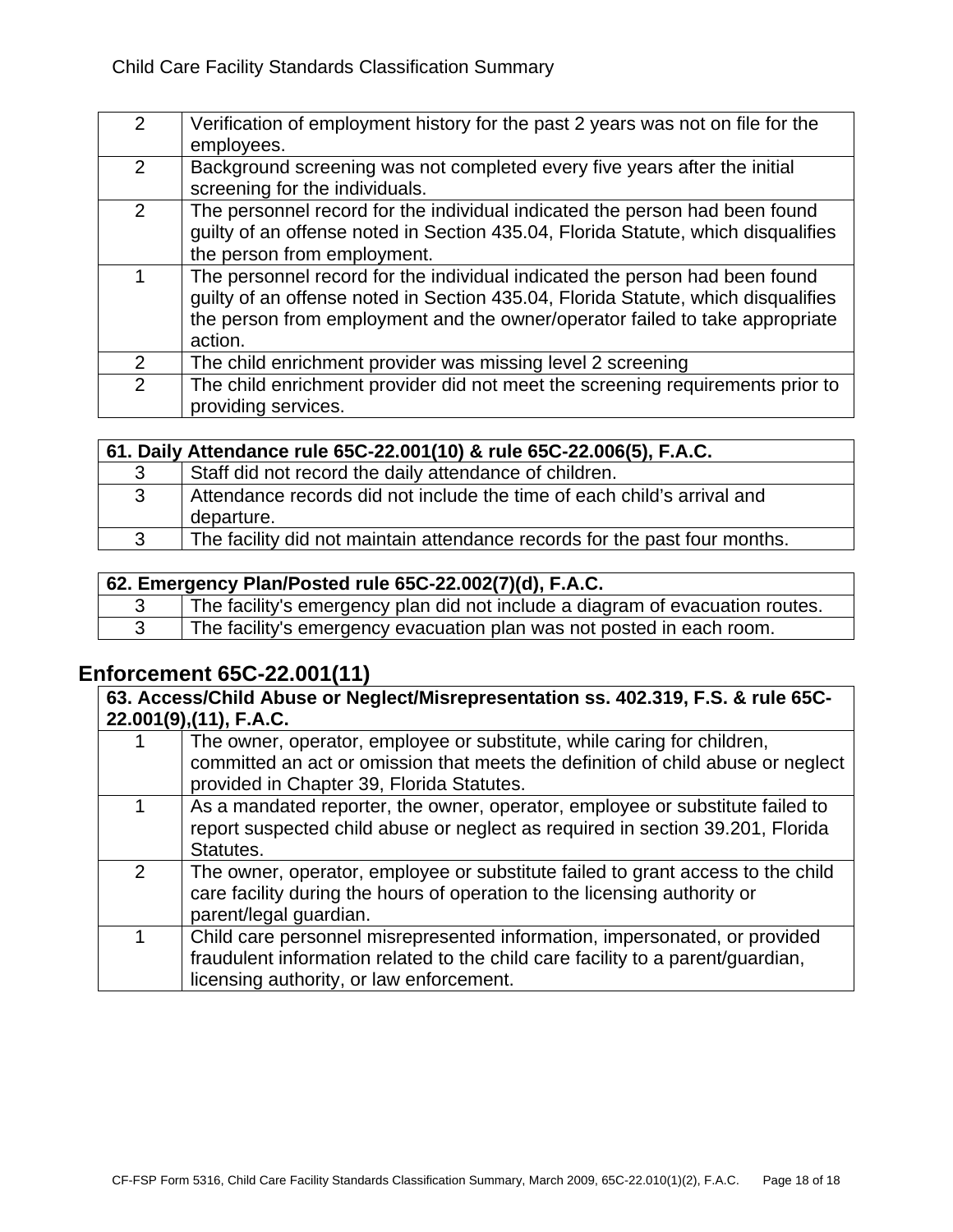| | |
|---|---|
| 2 | Verification of employment history for the past 2 years was not on file for the employees. |
| 2 | Background screening was not completed every five years after the initial screening for the individuals. |
| 2 | The personnel record for the individual indicated the person had been found guilty of an offense noted in Section 435.04, Florida Statute, which disqualifies the person from employment. |
| 1 | The personnel record for the individual indicated the person had been found guilty of an offense noted in Section 435.04, Florida Statute, which disqualifies the person from employment and the owner/operator failed to take appropriate action. |
| 2 | The child enrichment provider was missing level 2 screening |
| 2 | The child enrichment provider did not meet the screening requirements prior to providing services. |

| **61. Daily Attendance rule 65C-22.001(10) & rule 65C-22.006(5), F.A.C.** | |
|---|---|
| 3 | Staff did not record the daily attendance of children. |
| 3 | Attendance records did not include the time of each child's arrival and departure. |
| 3 | The facility did not maintain attendance records for the past four months. |

| **62. Emergency Plan/Posted rule 65C-22.002(7)(d), F.A.C.** | |
|---|---|
| 3 | The facility's emergency plan did not include a diagram of evacuation routes. |
| 3 | The facility's emergency evacuation plan was not posted in each room. |

## Enforcement 65C-22.001(11)

| **63. Access/Child Abuse or Neglect/Misrepresentation ss. 402.319, F.S. & rule 65C-22.001(9),(11), F.A.C.** | |
|---|---|
| 1 | The owner, operator, employee or substitute, while caring for children, committed an act or omission that meets the definition of child abuse or neglect provided in Chapter 39, Florida Statutes. |
| 1 | As a mandated reporter, the owner, operator, employee or substitute failed to report suspected child abuse or neglect as required in section 39.201, Florida Statutes. |
| 2 | The owner, operator, employee or substitute failed to grant access to the child care facility during the hours of operation to the licensing authority or parent/legal guardian. |
| 1 | Child care personnel misrepresented information, impersonated, or provided fraudulent information related to the child care facility to a parent/guardian, licensing authority, or law enforcement. |